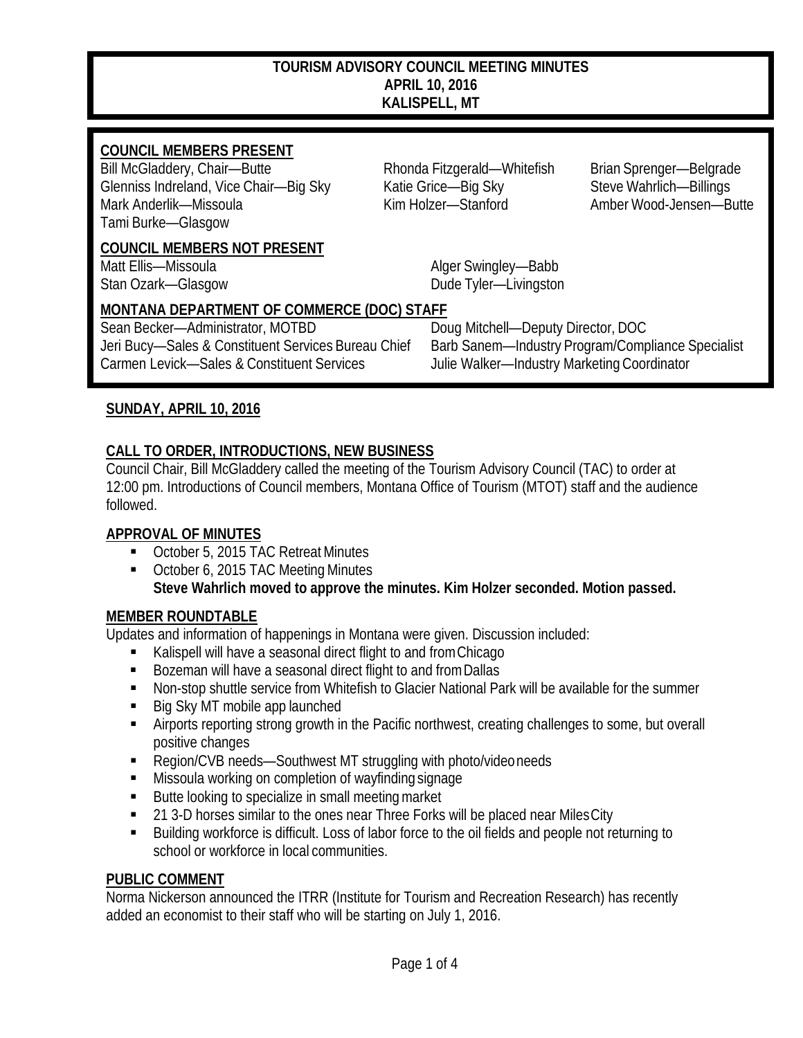# TOURISM ADVISORY COUNCIL MEETING MINUTES
## APRIL 10, 2016
## KALISPELL, MT

**COUNCIL MEMBERS PRESENT**

Bill McGladdery, Chair—Butte
Glenniss Indreland, Vice Chair—Big Sky
Mark Anderlik—Missoula
Tami Burke—Glasgow
Rhonda Fitzgerald—Whitefish
Katie Grice—Big Sky
Kim Holzer—Stanford
Brian Sprenger—Belgrade
Steve Wahrlich—Billings
Amber Wood-Jensen—Butte

**COUNCIL MEMBERS NOT PRESENT**

Matt Ellis—Missoula
Stan Ozark—Glasgow
Alger Swingley—Babb
Dude Tyler—Livingston

**MONTANA DEPARTMENT OF COMMERCE (DOC) STAFF**

Sean Becker—Administrator, MOTBD
Jeri Bucy—Sales & Constituent Services Bureau Chief
Carmen Levick—Sales & Constituent Services
Doug Mitchell—Deputy Director, DOC
Barb Sanem—Industry Program/Compliance Specialist
Julie Walker—Industry Marketing Coordinator

**SUNDAY, APRIL 10, 2016**

**CALL TO ORDER, INTRODUCTIONS, NEW BUSINESS**

Council Chair, Bill McGladdery called the meeting of the Tourism Advisory Council (TAC) to order at 12:00 pm. Introductions of Council members, Montana Office of Tourism (MTOT) staff and the audience followed.

**APPROVAL OF MINUTES**

- October 5, 2015 TAC Retreat Minutes
- October 6, 2015 TAC Meeting Minutes
  **Steve Wahrlich moved to approve the minutes. Kim Holzer seconded. Motion passed.**

**MEMBER ROUNDTABLE**

Updates and information of happenings in Montana were given. Discussion included:

- Kalispell will have a seasonal direct flight to and from Chicago
- Bozeman will have a seasonal direct flight to and from Dallas
- Non-stop shuttle service from Whitefish to Glacier National Park will be available for the summer
- Big Sky MT mobile app launched
- Airports reporting strong growth in the Pacific northwest, creating challenges to some, but overall positive changes
- Region/CVB needs—Southwest MT struggling with photo/video needs
- Missoula working on completion of wayfinding signage
- Butte looking to specialize in small meeting market
- 21 3-D horses similar to the ones near Three Forks will be placed near Miles City
- Building workforce is difficult. Loss of labor force to the oil fields and people not returning to school or workforce in local communities.

**PUBLIC COMMENT**

Norma Nickerson announced the ITRR (Institute for Tourism and Recreation Research) has recently added an economist to their staff who will be starting on July 1, 2016.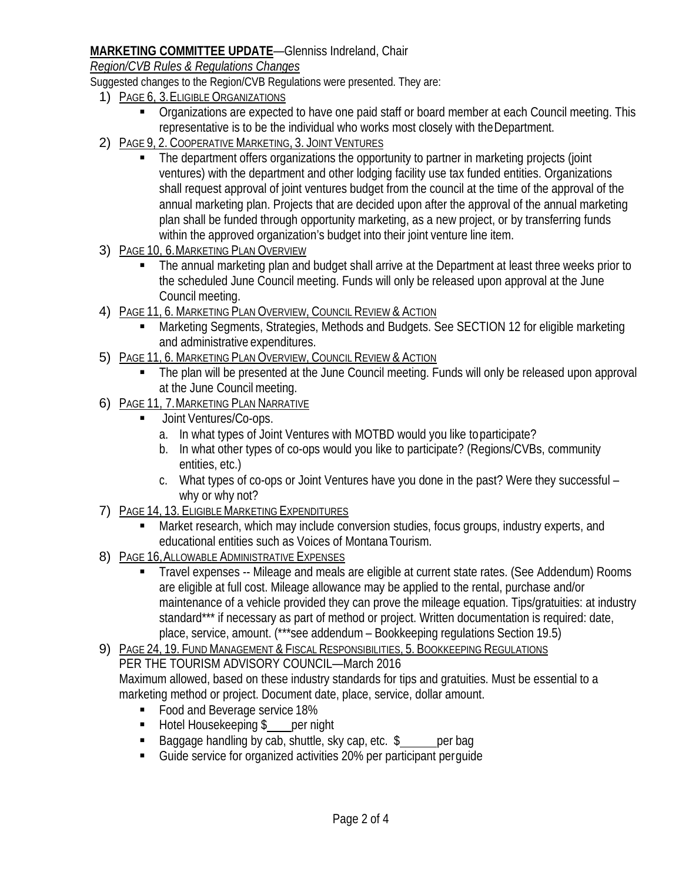**MARKETING COMMITTEE UPDATE**—Glenniss Indreland, Chair

*Region/CVB Rules & Regulations Changes*

Suggested changes to the Region/CVB Regulations were presented. They are:

1) PAGE 6, 3. ELIGIBLE ORGANIZATIONS
   - Organizations are expected to have one paid staff or board member at each Council meeting. This representative is to be the individual who works most closely with the Department.
2) PAGE 9, 2. COOPERATIVE MARKETING, 3. JOINT VENTURES
   - The department offers organizations the opportunity to partner in marketing projects (joint ventures) with the department and other lodging facility use tax funded entities. Organizations shall request approval of joint ventures budget from the council at the time of the approval of the annual marketing plan. Projects that are decided upon after the approval of the annual marketing plan shall be funded through opportunity marketing, as a new project, or by transferring funds within the approved organization's budget into their joint venture line item.
3) PAGE 10, 6. MARKETING PLAN OVERVIEW
   - The annual marketing plan and budget shall arrive at the Department at least three weeks prior to the scheduled June Council meeting. Funds will only be released upon approval at the June Council meeting.
4) PAGE 11, 6. MARKETING PLAN OVERVIEW, COUNCIL REVIEW & ACTION
   - Marketing Segments, Strategies, Methods and Budgets. See SECTION 12 for eligible marketing and administrative expenditures.
5) PAGE 11, 6. MARKETING PLAN OVERVIEW, COUNCIL REVIEW & ACTION
   - The plan will be presented at the June Council meeting. Funds will only be released upon approval at the June Council meeting.
6) PAGE 11, 7. MARKETING PLAN NARRATIVE
   - Joint Ventures/Co-ops.
     a. In what types of Joint Ventures with MOTBD would you like to participate?
     b. In what other types of co-ops would you like to participate? (Regions/CVBs, community entities, etc.)
     c. What types of co-ops or Joint Ventures have you done in the past? Were they successful – why or why not?
7) PAGE 14, 13. ELIGIBLE MARKETING EXPENDITURES
   - Market research, which may include conversion studies, focus groups, industry experts, and educational entities such as Voices of Montana Tourism.
8) PAGE 16, ALLOWABLE ADMINISTRATIVE EXPENSES
   - Travel expenses -- Mileage and meals are eligible at current state rates. (See Addendum) Rooms are eligible at full cost. Mileage allowance may be applied to the rental, purchase and/or maintenance of a vehicle provided they can prove the mileage equation. Tips/gratuities: at industry standard*** if necessary as part of method or project. Written documentation is required: date, place, service, amount. (***see addendum – Bookkeeping regulations Section 19.5)
9) PAGE 24, 19. FUND MANAGEMENT & FISCAL RESPONSIBILITIES, 5. BOOKKEEPING REGULATIONS

   PER THE TOURISM ADVISORY COUNCIL—March 2016

   Maximum allowed, based on these industry standards for tips and gratuities. Must be essential to a marketing method or project. Document date, place, service, dollar amount.
   - Food and Beverage service 18%
   - Hotel Housekeeping $____ per night
   - Baggage handling by cab, shuttle, sky cap, etc. $______ per bag
   - Guide service for organized activities 20% per participant per guide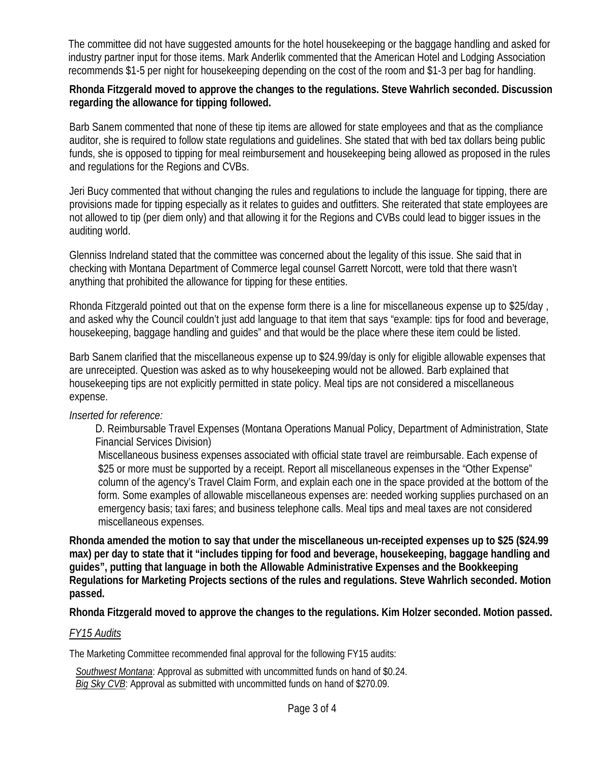The committee did not have suggested amounts for the hotel housekeeping or the baggage handling and asked for industry partner input for those items. Mark Anderlik commented that the American Hotel and Lodging Association recommends $1-5 per night for housekeeping depending on the cost of the room and $1-3 per bag for handling.

**Rhonda Fitzgerald moved to approve the changes to the regulations. Steve Wahrlich seconded. Discussion regarding the allowance for tipping followed.**

Barb Sanem commented that none of these tip items are allowed for state employees and that as the compliance auditor, she is required to follow state regulations and guidelines. She stated that with bed tax dollars being public funds, she is opposed to tipping for meal reimbursement and housekeeping being allowed as proposed in the rules and regulations for the Regions and CVBs.

Jeri Bucy commented that without changing the rules and regulations to include the language for tipping, there are provisions made for tipping especially as it relates to guides and outfitters. She reiterated that state employees are not allowed to tip (per diem only) and that allowing it for the Regions and CVBs could lead to bigger issues in the auditing world.

Glenniss Indreland stated that the committee was concerned about the legality of this issue. She said that in checking with Montana Department of Commerce legal counsel Garrett Norcott, were told that there wasn't anything that prohibited the allowance for tipping for these entities.

Rhonda Fitzgerald pointed out that on the expense form there is a line for miscellaneous expense up to $25/day , and asked why the Council couldn't just add language to that item that says "example: tips for food and beverage, housekeeping, baggage handling and guides" and that would be the place where these item could be listed.

Barb Sanem clarified that the miscellaneous expense up to $24.99/day is only for eligible allowable expenses that are unreceipted. Question was asked as to why housekeeping would not be allowed. Barb explained that housekeeping tips are not explicitly permitted in state policy. Meal tips are not considered a miscellaneous expense.

*Inserted for reference:*

> D. Reimbursable Travel Expenses (Montana Operations Manual Policy, Department of Administration, State Financial Services Division)
>
> Miscellaneous business expenses associated with official state travel are reimbursable. Each expense of $25 or more must be supported by a receipt. Report all miscellaneous expenses in the "Other Expense" column of the agency's Travel Claim Form, and explain each one in the space provided at the bottom of the form. Some examples of allowable miscellaneous expenses are: needed working supplies purchased on an emergency basis; taxi fares; and business telephone calls. Meal tips and meal taxes are not considered miscellaneous expenses.

**Rhonda amended the motion to say that under the miscellaneous un-receipted expenses up to $25 ($24.99 max) per day to state that it "includes tipping for food and beverage, housekeeping, baggage handling and guides", putting that language in both the Allowable Administrative Expenses and the Bookkeeping Regulations for Marketing Projects sections of the rules and regulations. Steve Wahrlich seconded. Motion passed.**

**Rhonda Fitzgerald moved to approve the changes to the regulations. Kim Holzer seconded. Motion passed.**

*FY15 Audits*

The Marketing Committee recommended final approval for the following FY15 audits:

*Southwest Montana*: Approval as submitted with uncommitted funds on hand of $0.24.
*Big Sky CVB*: Approval as submitted with uncommitted funds on hand of $270.09.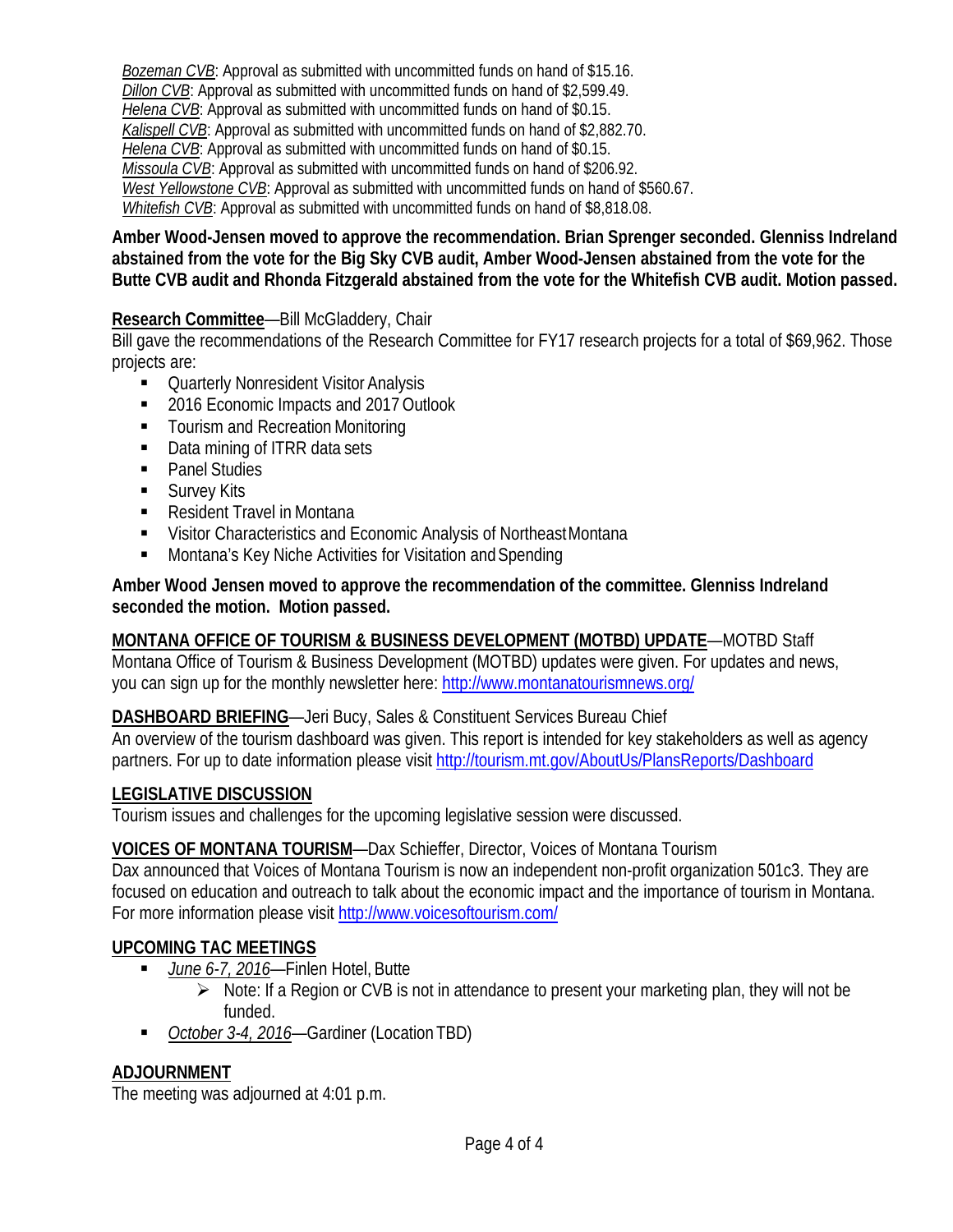*Bozeman CVB*: Approval as submitted with uncommitted funds on hand of $15.16.
*Dillon CVB*: Approval as submitted with uncommitted funds on hand of $2,599.49.
*Helena CVB*: Approval as submitted with uncommitted funds on hand of $0.15.
*Kalispell CVB*: Approval as submitted with uncommitted funds on hand of $2,882.70.
*Helena CVB*: Approval as submitted with uncommitted funds on hand of $0.15.
*Missoula CVB*: Approval as submitted with uncommitted funds on hand of $206.92.
*West Yellowstone CVB*: Approval as submitted with uncommitted funds on hand of $560.67.
*Whitefish CVB*: Approval as submitted with uncommitted funds on hand of $8,818.08.

**Amber Wood-Jensen moved to approve the recommendation. Brian Sprenger seconded. Glenniss Indreland abstained from the vote for the Big Sky CVB audit, Amber Wood-Jensen abstained from the vote for the Butte CVB audit and Rhonda Fitzgerald abstained from the vote for the Whitefish CVB audit. Motion passed.**

**Research Committee**—Bill McGladdery, Chair

Bill gave the recommendations of the Research Committee for FY17 research projects for a total of $69,962. Those projects are:

- Quarterly Nonresident Visitor Analysis
- 2016 Economic Impacts and 2017 Outlook
- Tourism and Recreation Monitoring
- Data mining of ITRR data sets
- Panel Studies
- Survey Kits
- Resident Travel in Montana
- Visitor Characteristics and Economic Analysis of Northeast Montana
- Montana's Key Niche Activities for Visitation and Spending

**Amber Wood Jensen moved to approve the recommendation of the committee. Glenniss Indreland seconded the motion. Motion passed.**

**MONTANA OFFICE OF TOURISM & BUSINESS DEVELOPMENT (MOTBD) UPDATE**—MOTBD Staff

Montana Office of Tourism & Business Development (MOTBD) updates were given. For updates and news, you can sign up for the monthly newsletter here: http://www.montanatourismnews.org/

**DASHBOARD BRIEFING**—Jeri Bucy, Sales & Constituent Services Bureau Chief

An overview of the tourism dashboard was given. This report is intended for key stakeholders as well as agency partners. For up to date information please visit http://tourism.mt.gov/AboutUs/PlansReports/Dashboard

**LEGISLATIVE DISCUSSION**

Tourism issues and challenges for the upcoming legislative session were discussed.

**VOICES OF MONTANA TOURISM**—Dax Schieffer, Director, Voices of Montana Tourism

Dax announced that Voices of Montana Tourism is now an independent non-profit organization 501c3. They are focused on education and outreach to talk about the economic impact and the importance of tourism in Montana. For more information please visit http://www.voicesoftourism.com/

**UPCOMING TAC MEETINGS**

- *June 6-7, 2016*—Finlen Hotel, Butte
  - Note: If a Region or CVB is not in attendance to present your marketing plan, they will not be funded.
- *October 3-4, 2016*—Gardiner (Location TBD)

**ADJOURNMENT**

The meeting was adjourned at 4:01 p.m.